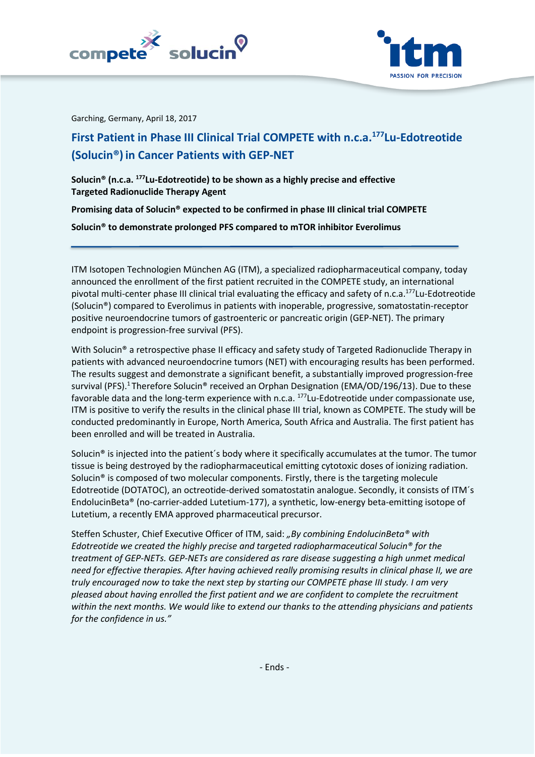Garching, Germany, April 18, 2017

# First Patient in Phase III Clinical Trial COMPETE with n.c.a.$^{177}$Lu-Edotreotide (Solucin®) in Cancer Patients with GEP-NET

**Solucin® (n.c.a. $^{177}$Lu-Edotreotide) to be shown as a highly precise and effective Targeted Radionuclide Therapy Agent**

**Promising data of Solucin® expected to be confirmed in phase III clinical trial COMPETE**

**Solucin® to demonstrate prolonged PFS compared to mTOR inhibitor Everolimus**

---

ITM Isotopen Technologien München AG (ITM), a specialized radiopharmaceutical company, today announced the enrollment of the first patient recruited in the COMPETE study, an international pivotal multi-center phase III clinical trial evaluating the efficacy and safety of n.c.a.$^{177}$Lu-Edotreotide (Solucin®) compared to Everolimus in patients with inoperable, progressive, somatostatin-receptor positive neuroendocrine tumors of gastroenteric or pancreatic origin (GEP-NET). The primary endpoint is progression-free survival (PFS).

With Solucin® a retrospective phase II efficacy and safety study of Targeted Radionuclide Therapy in patients with advanced neuroendocrine tumors (NET) with encouraging results has been performed. The results suggest and demonstrate a significant benefit, a substantially improved progression-free survival (PFS).[1] Therefore Solucin® received an Orphan Designation (EMA/OD/196/13). Due to these favorable data and the long-term experience with n.c.a. $^{177}$Lu-Edotreotide under compassionate use, ITM is positive to verify the results in the clinical phase III trial, known as COMPETE. The study will be conducted predominantly in Europe, North America, South Africa and Australia. The first patient has been enrolled and will be treated in Australia.

Solucin® is injected into the patient´s body where it specifically accumulates at the tumor. The tumor tissue is being destroyed by the radiopharmaceutical emitting cytotoxic doses of ionizing radiation. Solucin® is composed of two molecular components. Firstly, there is the targeting molecule Edotreotide (DOTATOC), an octreotide-derived somatostatin analogue. Secondly, it consists of ITM´s EndolucinBeta® (no-carrier-added Lutetium-177), a synthetic, low-energy beta-emitting isotope of Lutetium, a recently EMA approved pharmaceutical precursor.

Steffen Schuster, Chief Executive Officer of ITM, said: *„By combining EndolucinBeta® with Edotreotide we created the highly precise and targeted radiopharmaceutical Solucin® for the treatment of GEP-NETs. GEP-NETs are considered as rare disease suggesting a high unmet medical need for effective therapies. After having achieved really promising results in clinical phase II, we are truly encouraged now to take the next step by starting our COMPETE phase III study. I am very pleased about having enrolled the first patient and we are confident to complete the recruitment within the next months. We would like to extend our thanks to the attending physicians and patients for the confidence in us."*

- Ends -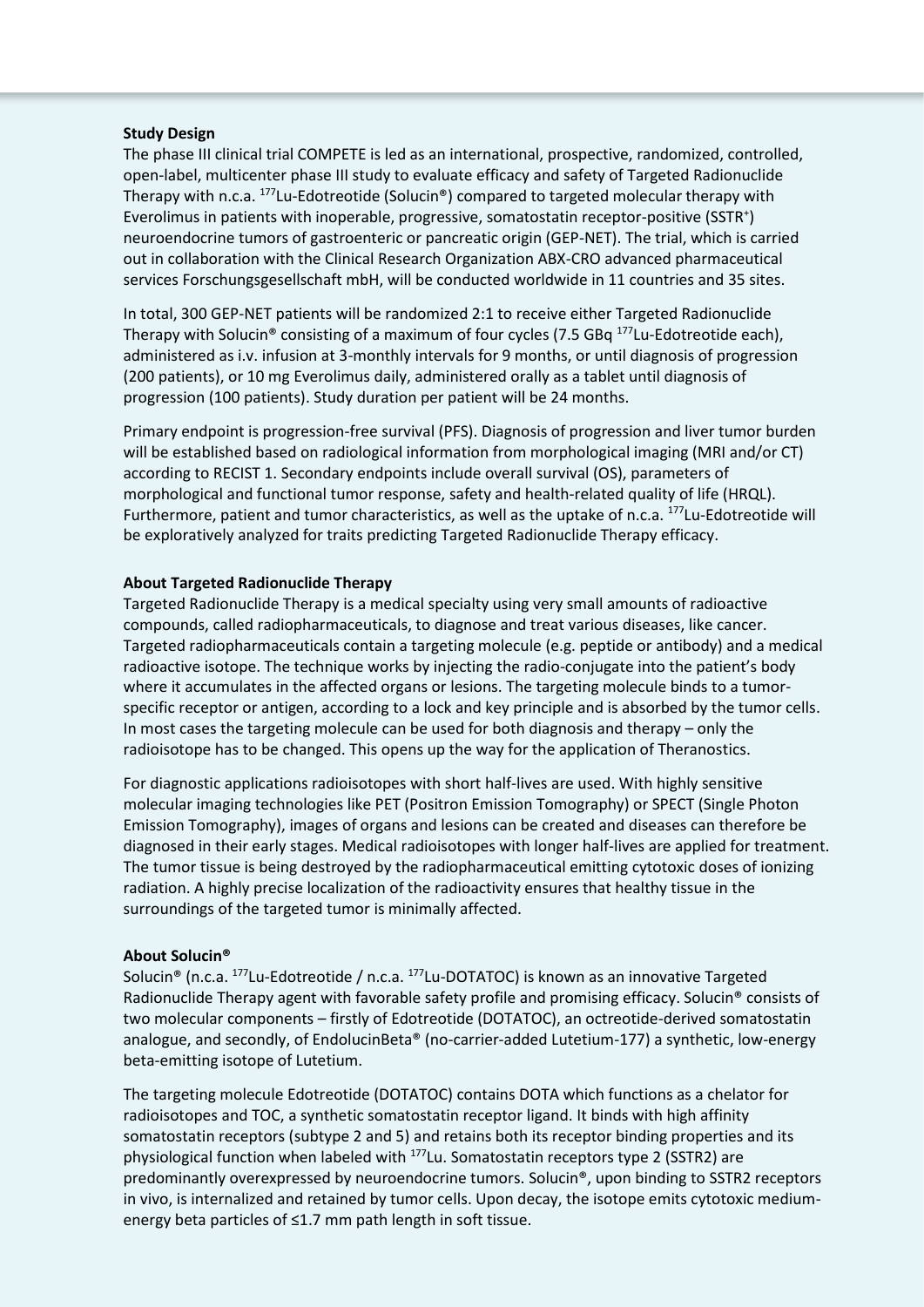**Study Design**

The phase III clinical trial COMPETE is led as an international, prospective, randomized, controlled, open-label, multicenter phase III study to evaluate efficacy and safety of Targeted Radionuclide Therapy with n.c.a. $^{177}$Lu-Edotreotide (Solucin®) compared to targeted molecular therapy with Everolimus in patients with inoperable, progressive, somatostatin receptor-positive (SSTR$^{+}$) neuroendocrine tumors of gastroenteric or pancreatic origin (GEP-NET). The trial, which is carried out in collaboration with the Clinical Research Organization ABX-CRO advanced pharmaceutical services Forschungsgesellschaft mbH, will be conducted worldwide in 11 countries and 35 sites.

In total, 300 GEP-NET patients will be randomized 2:1 to receive either Targeted Radionuclide Therapy with Solucin® consisting of a maximum of four cycles (7.5 GBq $^{177}$Lu-Edotreotide each), administered as i.v. infusion at 3-monthly intervals for 9 months, or until diagnosis of progression (200 patients), or 10 mg Everolimus daily, administered orally as a tablet until diagnosis of progression (100 patients). Study duration per patient will be 24 months.

Primary endpoint is progression-free survival (PFS). Diagnosis of progression and liver tumor burden will be established based on radiological information from morphological imaging (MRI and/or CT) according to RECIST 1. Secondary endpoints include overall survival (OS), parameters of morphological and functional tumor response, safety and health-related quality of life (HRQL). Furthermore, patient and tumor characteristics, as well as the uptake of n.c.a. $^{177}$Lu-Edotreotide will be exploratively analyzed for traits predicting Targeted Radionuclide Therapy efficacy.

**About Targeted Radionuclide Therapy**

Targeted Radionuclide Therapy is a medical specialty using very small amounts of radioactive compounds, called radiopharmaceuticals, to diagnose and treat various diseases, like cancer. Targeted radiopharmaceuticals contain a targeting molecule (e.g. peptide or antibody) and a medical radioactive isotope. The technique works by injecting the radio-conjugate into the patient's body where it accumulates in the affected organs or lesions. The targeting molecule binds to a tumor-specific receptor or antigen, according to a lock and key principle and is absorbed by the tumor cells. In most cases the targeting molecule can be used for both diagnosis and therapy – only the radioisotope has to be changed. This opens up the way for the application of Theranostics.

For diagnostic applications radioisotopes with short half-lives are used. With highly sensitive molecular imaging technologies like PET (Positron Emission Tomography) or SPECT (Single Photon Emission Tomography), images of organs and lesions can be created and diseases can therefore be diagnosed in their early stages. Medical radioisotopes with longer half-lives are applied for treatment. The tumor tissue is being destroyed by the radiopharmaceutical emitting cytotoxic doses of ionizing radiation. A highly precise localization of the radioactivity ensures that healthy tissue in the surroundings of the targeted tumor is minimally affected.

**About Solucin®**

Solucin® (n.c.a. $^{177}$Lu-Edotreotide / n.c.a. $^{177}$Lu-DOTATOC) is known as an innovative Targeted Radionuclide Therapy agent with favorable safety profile and promising efficacy. Solucin® consists of two molecular components – firstly of Edotreotide (DOTATOC), an octreotide-derived somatostatin analogue, and secondly, of EndolucinBeta® (no-carrier-added Lutetium-177) a synthetic, low-energy beta-emitting isotope of Lutetium.

The targeting molecule Edotreotide (DOTATOC) contains DOTA which functions as a chelator for radioisotopes and TOC, a synthetic somatostatin receptor ligand. It binds with high affinity somatostatin receptors (subtype 2 and 5) and retains both its receptor binding properties and its physiological function when labeled with $^{177}$Lu. Somatostatin receptors type 2 (SSTR2) are predominantly overexpressed by neuroendocrine tumors. Solucin®, upon binding to SSTR2 receptors in vivo, is internalized and retained by tumor cells. Upon decay, the isotope emits cytotoxic medium-energy beta particles of ≤1.7 mm path length in soft tissue.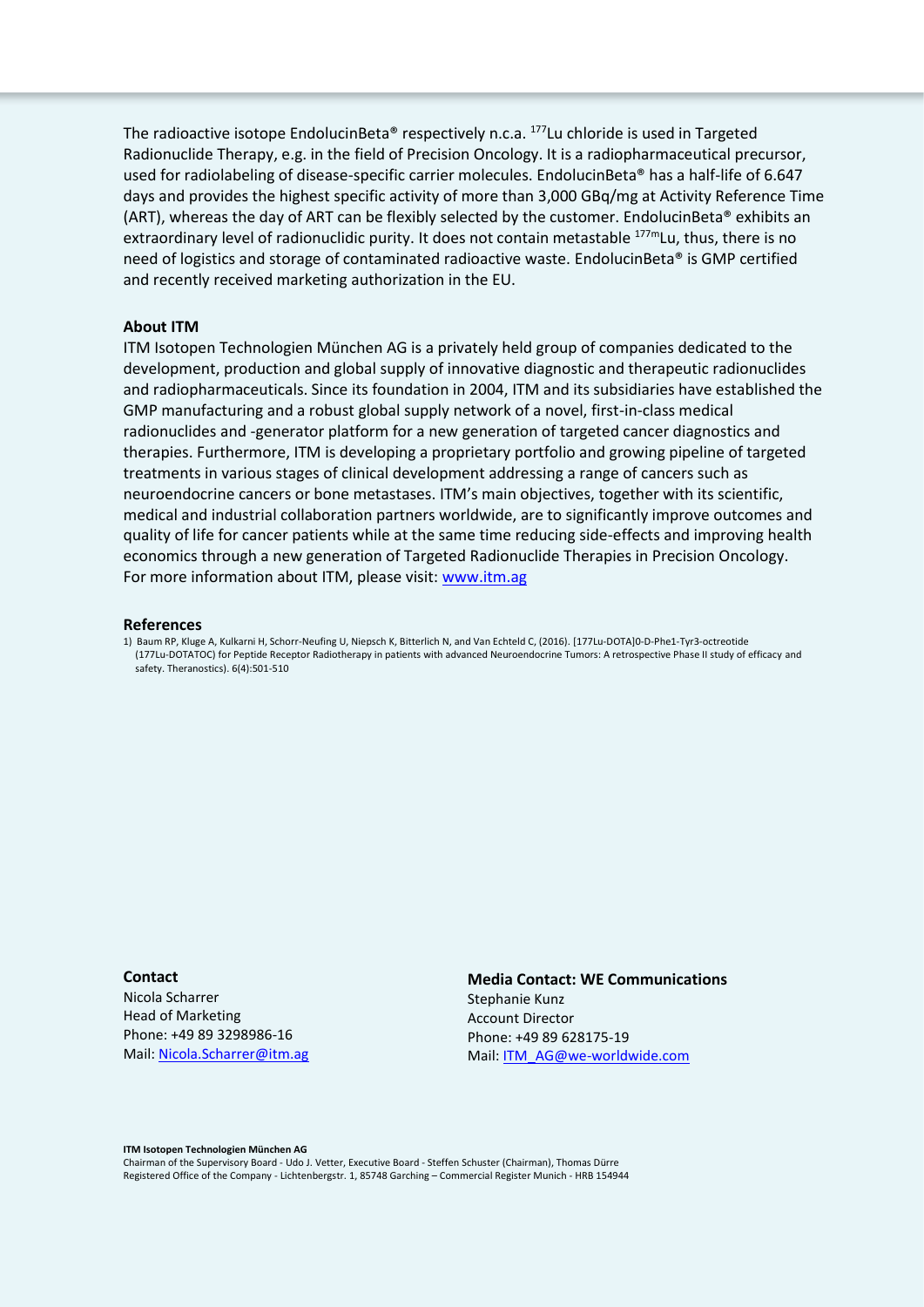The radioactive isotope EndolucinBeta® respectively n.c.a. $^{177}$Lu chloride is used in Targeted Radionuclide Therapy, e.g. in the field of Precision Oncology. It is a radiopharmaceutical precursor, used for radiolabeling of disease-specific carrier molecules. EndolucinBeta® has a half-life of 6.647 days and provides the highest specific activity of more than 3,000 GBq/mg at Activity Reference Time (ART), whereas the day of ART can be flexibly selected by the customer. EndolucinBeta® exhibits an extraordinary level of radionuclidic purity. It does not contain metastable $^{177m}$Lu, thus, there is no need of logistics and storage of contaminated radioactive waste. EndolucinBeta® is GMP certified and recently received marketing authorization in the EU.

**About ITM**

ITM Isotopen Technologien München AG is a privately held group of companies dedicated to the development, production and global supply of innovative diagnostic and therapeutic radionuclides and radiopharmaceuticals. Since its foundation in 2004, ITM and its subsidiaries have established the GMP manufacturing and a robust global supply network of a novel, first-in-class medical radionuclides and -generator platform for a new generation of targeted cancer diagnostics and therapies. Furthermore, ITM is developing a proprietary portfolio and growing pipeline of targeted treatments in various stages of clinical development addressing a range of cancers such as neuroendocrine cancers or bone metastases. ITM's main objectives, together with its scientific, medical and industrial collaboration partners worldwide, are to significantly improve outcomes and quality of life for cancer patients while at the same time reducing side-effects and improving health economics through a new generation of Targeted Radionuclide Therapies in Precision Oncology. For more information about ITM, please visit: www.itm.ag

**References**

1) Baum RP, Kluge A, Kulkarni H, Schorr-Neufing U, Niepsch K, Bitterlich N, and Van Echteld C, (2016). [177Lu-DOTA]0-D-Phe1-Tyr3-octreotide (177Lu-DOTATOC) for Peptide Receptor Radiotherapy in patients with advanced Neuroendocrine Tumors: A retrospective Phase II study of efficacy and safety. Theranostics). 6(4):501-510

**Contact**

Nicola Scharrer
Head of Marketing
Phone: +49 89 3298986-16
Mail: Nicola.Scharrer@itm.ag

**Media Contact: WE Communications**

Stephanie Kunz
Account Director
Phone: +49 89 628175-19
Mail: ITM_AG@we-worldwide.com

**ITM Isotopen Technologien München AG**
Chairman of the Supervisory Board - Udo J. Vetter, Executive Board - Steffen Schuster (Chairman), Thomas Dürre
Registered Office of the Company - Lichtenbergstr. 1, 85748 Garching – Commercial Register Munich - HRB 154944